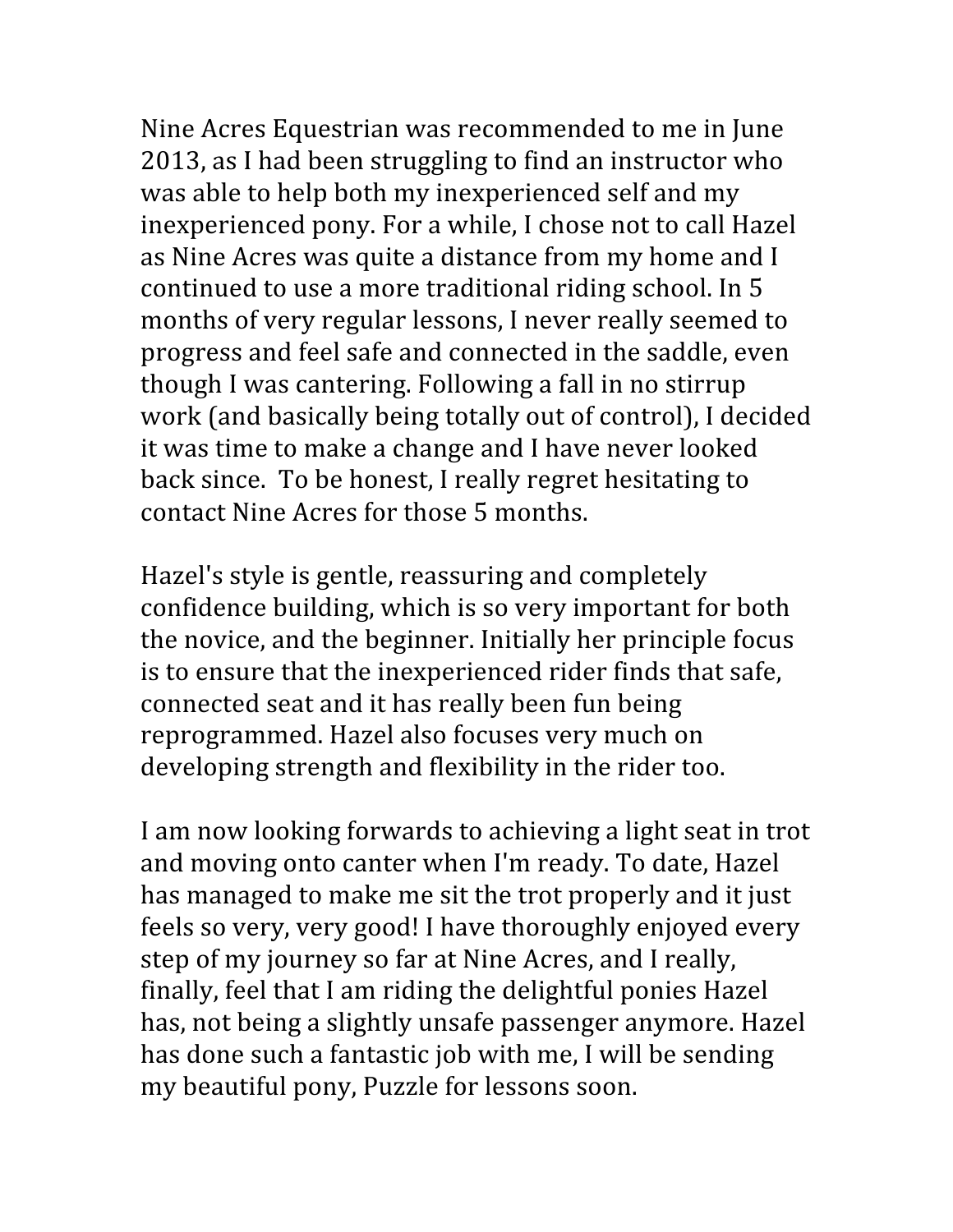Nine Acres Equestrian was recommended to me in June 2013, as I had been struggling to find an instructor who was able to help both my inexperienced self and my inexperienced pony. For a while, I chose not to call Hazel as Nine Acres was quite a distance from my home and I continued to use a more traditional riding school. In 5 months of very regular lessons, I never really seemed to progress and feel safe and connected in the saddle, even though I was cantering. Following a fall in no stirrup work (and basically being totally out of control), I decided it was time to make a change and I have never looked back since. To be honest, I really regret hesitating to contact Nine Acres for those 5 months.

Hazel's style is gentle, reassuring and completely confidence building, which is so very important for both the novice, and the beginner. Initially her principle focus is to ensure that the inexperienced rider finds that safe, connected seat and it has really been fun being reprogrammed. Hazel also focuses very much on developing strength and flexibility in the rider too.

I am now looking forwards to achieving a light seat in trot and moving onto canter when I'm ready. To date, Hazel has managed to make me sit the trot properly and it just feels so very, very good! I have thoroughly enjoyed every step of my journey so far at Nine Acres, and I really, finally, feel that I am riding the delightful ponies Hazel has, not being a slightly unsafe passenger anymore. Hazel has done such a fantastic job with me, I will be sending my beautiful pony, Puzzle for lessons soon.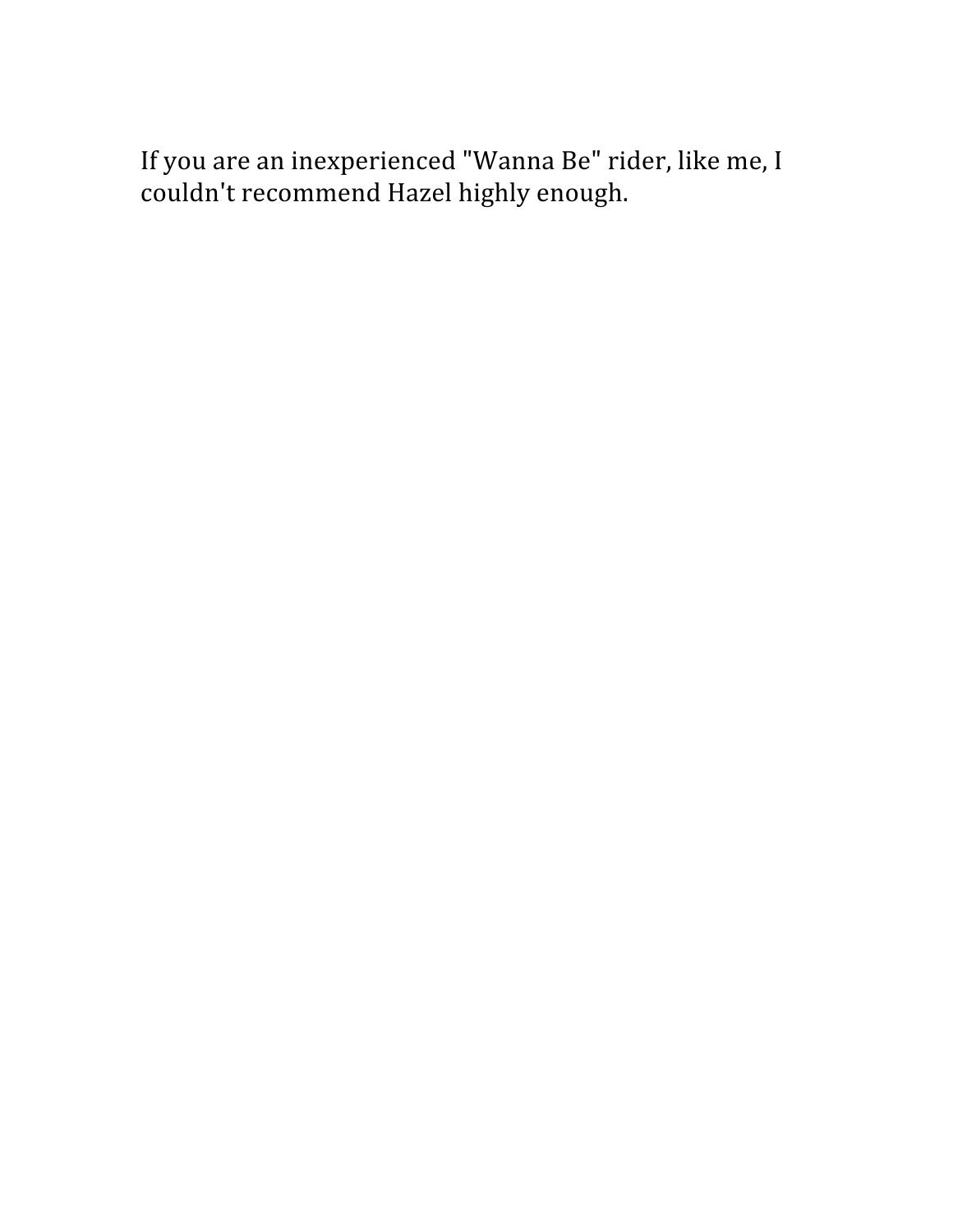If you are an inexperienced "Wanna Be" rider, like me, I couldn't recommend Hazel highly enough.